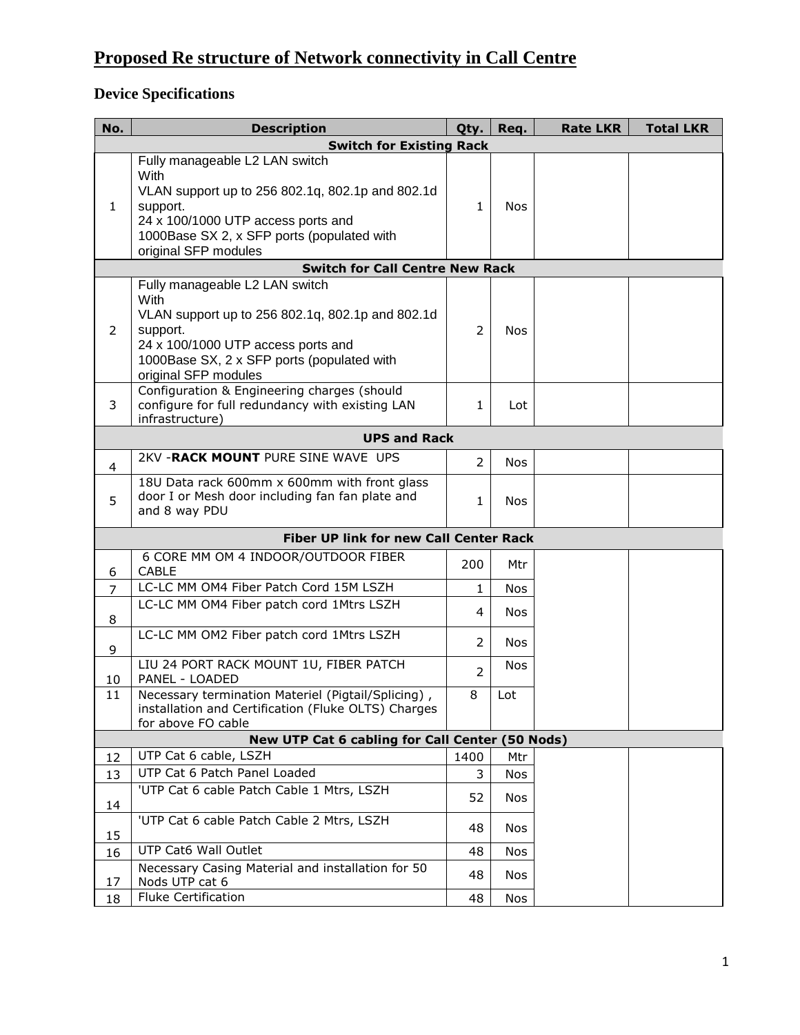# Proposed Re structure of Network connectivity in Call Centre

## Device Specifications

| No. | Description | Qty. | Req. | Rate LKR | Total LKR |
|---|---|---|---|---|---|
| | **Switch for Existing Rack** | | | | |
| 1 | Fully manageable L2 LAN switch<br>With<br>VLAN support up to 256 802.1q, 802.1p and 802.1d support.<br>24 x 100/1000 UTP access ports and<br>1000Base SX 2, x SFP ports (populated with original SFP modules | 1 | Nos | | |
| | **Switch for Call Centre New Rack** | | | | |
| 2 | Fully manageable L2 LAN switch<br>With<br>VLAN support up to 256 802.1q, 802.1p and 802.1d support.<br>24 x 100/1000 UTP access ports and<br>1000Base SX, 2 x SFP ports (populated with original SFP modules | 2 | Nos | | |
| 3 | Configuration & Engineering charges (should configure for full redundancy with existing LAN infrastructure) | 1 | Lot | | |
| | **UPS and Rack** | | | | |
| 4 | 2KV -**RACK MOUNT** PURE SINE WAVE UPS | 2 | Nos | | |
| 5 | 18U Data rack 600mm x 600mm with front glass door I or Mesh door including fan fan plate and and 8 way PDU | 1 | Nos | | |
| | **Fiber UP link for new Call Center Rack** | | | | |
| 6 | 6 CORE MM OM 4 INDOOR/OUTDOOR FIBER CABLE | 200 | Mtr | | |
| 7 | LC-LC MM OM4 Fiber Patch Cord 15M LSZH | 1 | Nos | | |
| 8 | LC-LC MM OM4 Fiber patch cord 1Mtrs LSZH | 4 | Nos | | |
| 9 | LC-LC MM OM2 Fiber patch cord 1Mtrs LSZH | 2 | Nos | | |
| 10 | LIU 24 PORT RACK MOUNT 1U, FIBER PATCH PANEL - LOADED | 2 | Nos | | |
| 11 | Necessary termination Materiel (Pigtail/Splicing) , installation and Certification (Fluke OLTS) Charges for above FO cable | 8 | Lot | | |
| | **New UTP Cat 6 cabling for Call Center (50 Nods)** | | | | |
| 12 | UTP Cat 6 cable, LSZH | 1400 | Mtr | | |
| 13 | UTP Cat 6 Patch Panel Loaded | 3 | Nos | | |
| 14 | 'UTP Cat 6 cable Patch Cable 1 Mtrs, LSZH | 52 | Nos | | |
| 15 | 'UTP Cat 6 cable Patch Cable 2 Mtrs, LSZH | 48 | Nos | | |
| 16 | UTP Cat6 Wall Outlet | 48 | Nos | | |
| 17 | Necessary Casing Material and installation for 50 Nods UTP cat 6 | 48 | Nos | | |
| 18 | Fluke Certification | 48 | Nos | | |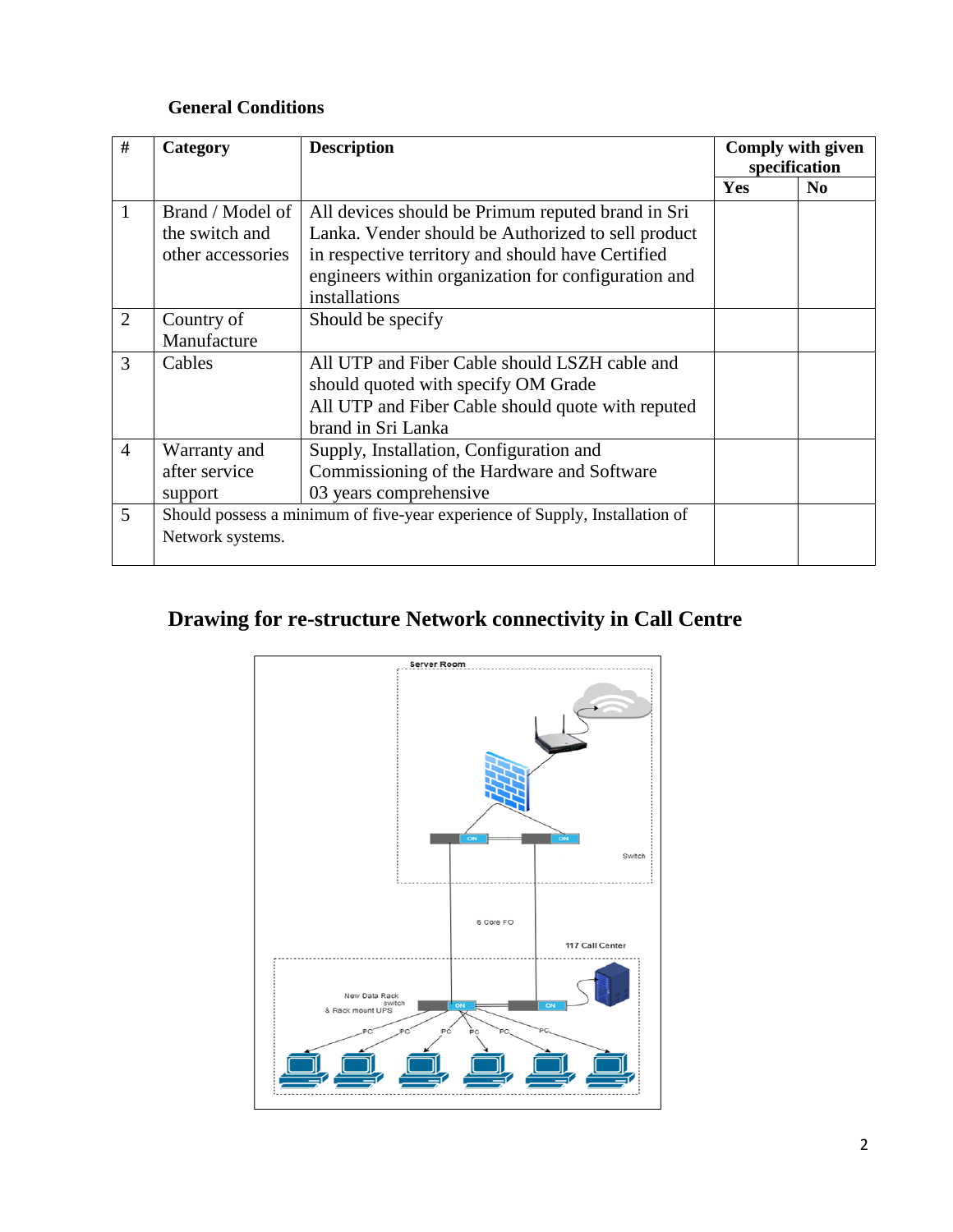### General Conditions

| # | Category | Description | Comply with given specification | |
|---|---|---|---|---|
| | | | Yes | No |
| 1 | Brand / Model of the switch and other accessories | All devices should be Primum reputed brand in Sri Lanka. Vender should be Authorized to sell product in respective territory and should have Certified engineers within organization for configuration and installations | | |
| 2 | Country of Manufacture | Should be specify | | |
| 3 | Cables | All UTP and Fiber Cable should LSZH cable and should quoted with specify OM Grade<br>All UTP and Fiber Cable should quote with reputed brand in Sri Lanka | | |
| 4 | Warranty and after service support | Supply, Installation, Configuration and Commissioning of the Hardware and Software<br>03 years comprehensive | | |
| 5 | Should possess a minimum of five-year experience of Supply, Installation of Network systems. | | | |

## Drawing for re-structure Network connectivity in Call Centre

Server Room

ON

ON

Switch

6 Core FO

117 Call Center

New Data Rack switch & Rack mount UPS

ON

ON

PC

PC

PC

PC

PC

PC